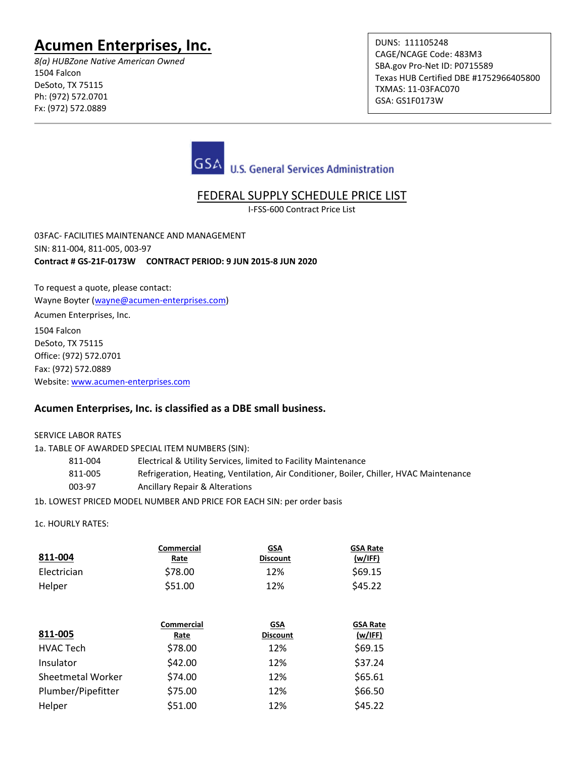# Acumen Enterprises, Inc.

*8(a) HUBZone Native American Owned*
1504 Falcon
DeSoto, TX 75115
Ph: (972) 572.0701
Fx: (972) 572.0889

DUNS: 111105248
CAGE/NCAGE Code: 483M3
SBA.gov Pro-Net ID: P0715589
Texas HUB Certified DBE #1752966405800
TXMAS: 11-03FAC070
GSA: GS1F0173W

GSA U.S. General Services Administration

## FEDERAL SUPPLY SCHEDULE PRICE LIST

I-FSS-600 Contract Price List

03FAC- FACILITIES MAINTENANCE AND MANAGEMENT
SIN: 811-004, 811-005, 003-97
**Contract # GS-21F-0173W CONTRACT PERIOD: 9 JUN 2015-8 JUN 2020**

To request a quote, please contact:
Wayne Boyter (wayne@acumen-enterprises.com)
Acumen Enterprises, Inc.
1504 Falcon
DeSoto, TX 75115
Office: (972) 572.0701
Fax: (972) 572.0889
Website: www.acumen-enterprises.com

### Acumen Enterprises, Inc. is classified as a DBE small business.

SERVICE LABOR RATES

1a. TABLE OF AWARDED SPECIAL ITEM NUMBERS (SIN):

| | |
|---|---|
| 811-004 | Electrical & Utility Services, limited to Facility Maintenance |
| 811-005 | Refrigeration, Heating, Ventilation, Air Conditioner, Boiler, Chiller, HVAC Maintenance |
| 003-97 | Ancillary Repair & Alterations |

1b. LOWEST PRICED MODEL NUMBER AND PRICE FOR EACH SIN: per order basis

1c. HOURLY RATES:

| 811-004 | Commercial Rate | GSA Discount | GSA Rate (w/IFF) |
|---|---|---|---|
| Electrician | $78.00 | 12% | $69.15 |
| Helper | $51.00 | 12% | $45.22 |

| 811-005 | Commercial Rate | GSA Discount | GSA Rate (w/IFF) |
|---|---|---|---|
| HVAC Tech | $78.00 | 12% | $69.15 |
| Insulator | $42.00 | 12% | $37.24 |
| Sheetmetal Worker | $74.00 | 12% | $65.61 |
| Plumber/Pipefitter | $75.00 | 12% | $66.50 |
| Helper | $51.00 | 12% | $45.22 |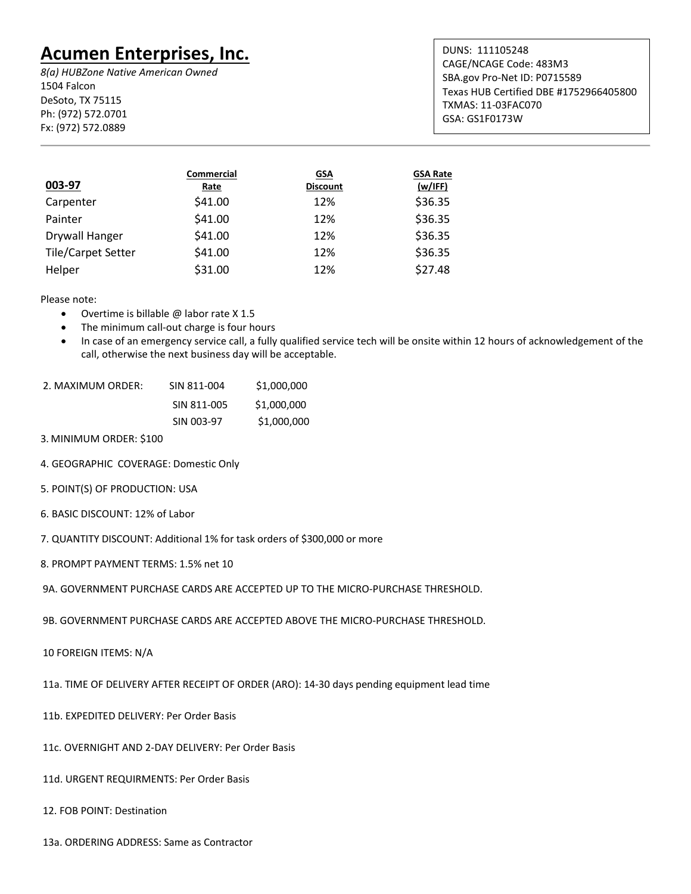# Acumen Enterprises, Inc.

*8(a) HUBZone Native American Owned*
1504 Falcon
DeSoto, TX 75115
Ph: (972) 572.0701
Fx: (972) 572.0889

DUNS: 111105248
CAGE/NCAGE Code: 483M3
SBA.gov Pro-Net ID: P0715589
Texas HUB Certified DBE #1752966405800
TXMAS: 11-03FAC070
GSA: GS1F0173W

| 003-97 | Commercial Rate | GSA Discount | GSA Rate (w/IFF) |
|---|---|---|---|
| Carpenter | $41.00 | 12% | $36.35 |
| Painter | $41.00 | 12% | $36.35 |
| Drywall Hanger | $41.00 | 12% | $36.35 |
| Tile/Carpet Setter | $41.00 | 12% | $36.35 |
| Helper | $31.00 | 12% | $27.48 |

Please note:

- Overtime is billable @ labor rate X 1.5
- The minimum call-out charge is four hours
- In case of an emergency service call, a fully qualified service tech will be onsite within 12 hours of acknowledgement of the call, otherwise the next business day will be acceptable.

| | | |
|---|---|---|
| 2. MAXIMUM ORDER: | SIN 811-004 | $1,000,000 |
| | SIN 811-005 | $1,000,000 |
| | SIN 003-97 | $1,000,000 |

3. MINIMUM ORDER: $100

4. GEOGRAPHIC COVERAGE: Domestic Only

5. POINT(S) OF PRODUCTION: USA

6. BASIC DISCOUNT: 12% of Labor

7. QUANTITY DISCOUNT: Additional 1% for task orders of $300,000 or more

8. PROMPT PAYMENT TERMS: 1.5% net 10

9A. GOVERNMENT PURCHASE CARDS ARE ACCEPTED UP TO THE MICRO-PURCHASE THRESHOLD.

9B. GOVERNMENT PURCHASE CARDS ARE ACCEPTED ABOVE THE MICRO-PURCHASE THRESHOLD.

10 FOREIGN ITEMS: N/A

11a. TIME OF DELIVERY AFTER RECEIPT OF ORDER (ARO): 14-30 days pending equipment lead time

11b. EXPEDITED DELIVERY: Per Order Basis

11c. OVERNIGHT AND 2-DAY DELIVERY: Per Order Basis

11d. URGENT REQUIRMENTS: Per Order Basis

12. FOB POINT: Destination

13a. ORDERING ADDRESS: Same as Contractor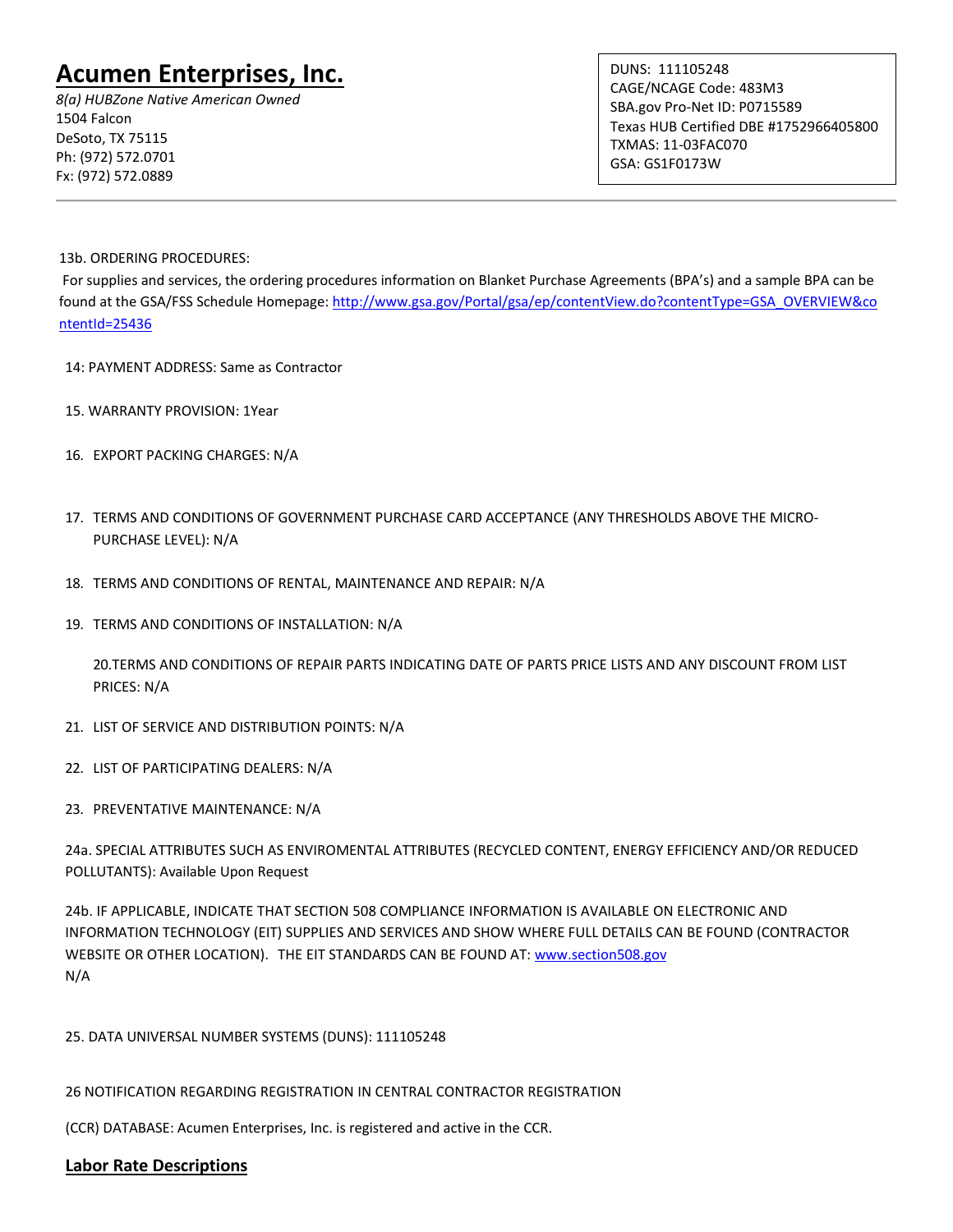# Acumen Enterprises, Inc.

*8(a) HUBZone Native American Owned*
1504 Falcon
DeSoto, TX 75115
Ph: (972) 572.0701
Fx: (972) 572.0889

DUNS: 111105248
CAGE/NCAGE Code: 483M3
SBA.gov Pro-Net ID: P0715589
Texas HUB Certified DBE #1752966405800
TXMAS: 11-03FAC070
GSA: GS1F0173W

---

13b. ORDERING PROCEDURES:

For supplies and services, the ordering procedures information on Blanket Purchase Agreements (BPA's) and a sample BPA can be found at the GSA/FSS Schedule Homepage: http://www.gsa.gov/Portal/gsa/ep/contentView.do?contentType=GSA_OVERVIEW&contentId=25436

14: PAYMENT ADDRESS: Same as Contractor

15. WARRANTY PROVISION: 1Year

16. EXPORT PACKING CHARGES: N/A

17. TERMS AND CONDITIONS OF GOVERNMENT PURCHASE CARD ACCEPTANCE (ANY THRESHOLDS ABOVE THE MICRO-PURCHASE LEVEL): N/A

18. TERMS AND CONDITIONS OF RENTAL, MAINTENANCE AND REPAIR: N/A

19. TERMS AND CONDITIONS OF INSTALLATION: N/A

20.TERMS AND CONDITIONS OF REPAIR PARTS INDICATING DATE OF PARTS PRICE LISTS AND ANY DISCOUNT FROM LIST PRICES: N/A

21. LIST OF SERVICE AND DISTRIBUTION POINTS: N/A

22. LIST OF PARTICIPATING DEALERS: N/A

23. PREVENTATIVE MAINTENANCE: N/A

24a. SPECIAL ATTRIBUTES SUCH AS ENVIROMENTAL ATTRIBUTES (RECYCLED CONTENT, ENERGY EFFICIENCY AND/OR REDUCED POLLUTANTS): Available Upon Request

24b. IF APPLICABLE, INDICATE THAT SECTION 508 COMPLIANCE INFORMATION IS AVAILABLE ON ELECTRONIC AND INFORMATION TECHNOLOGY (EIT) SUPPLIES AND SERVICES AND SHOW WHERE FULL DETAILS CAN BE FOUND (CONTRACTOR WEBSITE OR OTHER LOCATION). THE EIT STANDARDS CAN BE FOUND AT: www.section508.gov
N/A

25. DATA UNIVERSAL NUMBER SYSTEMS (DUNS): 111105248

26 NOTIFICATION REGARDING REGISTRATION IN CENTRAL CONTRACTOR REGISTRATION

(CCR) DATABASE: Acumen Enterprises, Inc. is registered and active in the CCR.

## Labor Rate Descriptions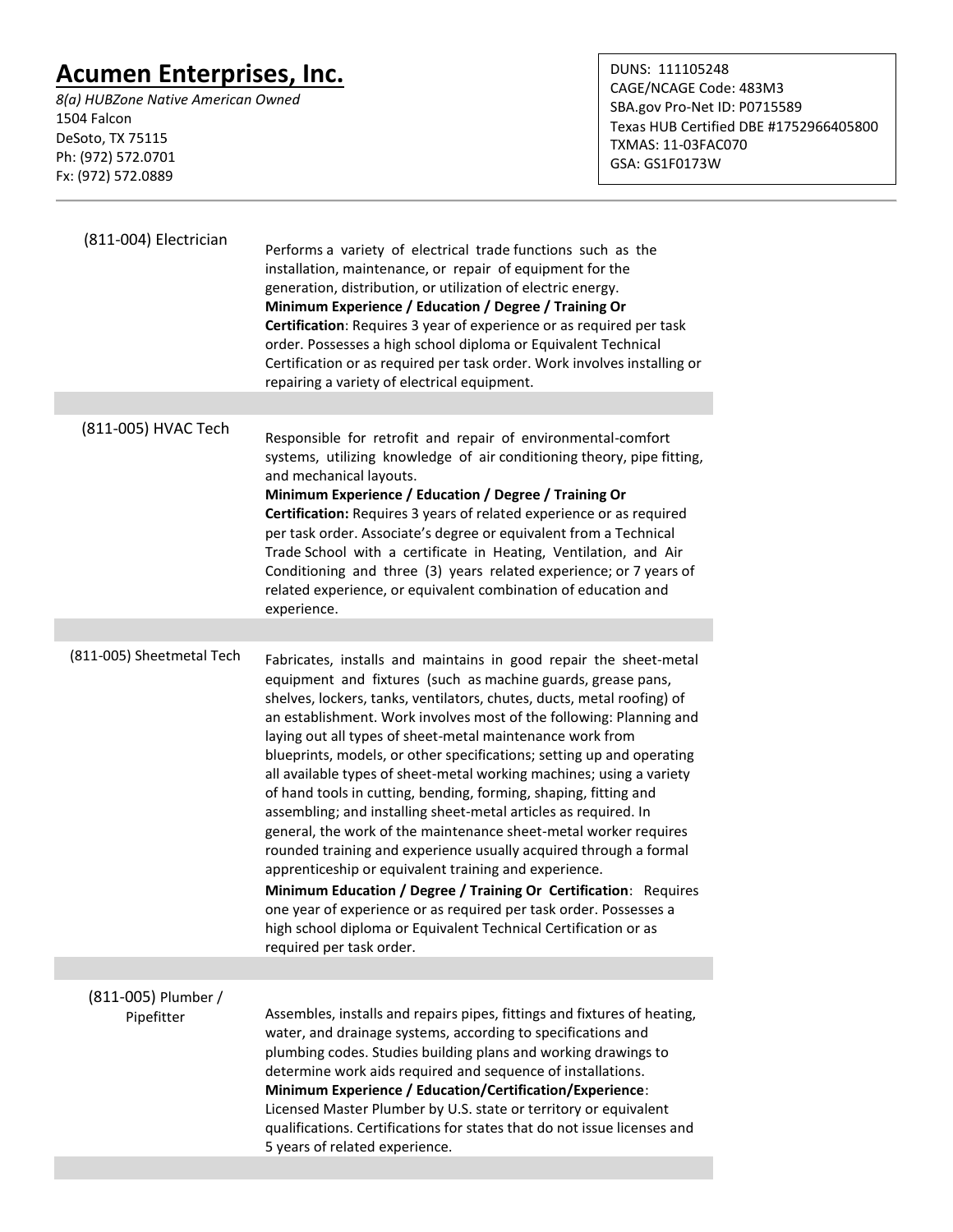# Acumen Enterprises, Inc.

*8(a) HUBZone Native American Owned*
1504 Falcon
DeSoto, TX 75115
Ph: (972) 572.0701
Fx: (972) 572.0889

DUNS: 111105248
CAGE/NCAGE Code: 483M3
SBA.gov Pro-Net ID: P0715589
Texas HUB Certified DBE #1752966405800
TXMAS: 11-03FAC070
GSA: GS1F0173W

| | |
|---|---|
| (811-004) Electrician | Performs a variety of electrical trade functions such as the installation, maintenance, or repair of equipment for the generation, distribution, or utilization of electric energy. **Minimum Experience / Education / Degree / Training Or Certification**: Requires 3 year of experience or as required per task order. Possesses a high school diploma or Equivalent Technical Certification or as required per task order. Work involves installing or repairing a variety of electrical equipment. |
| (811-005) HVAC Tech | Responsible for retrofit and repair of environmental-comfort systems, utilizing knowledge of air conditioning theory, pipe fitting, and mechanical layouts. **Minimum Experience / Education / Degree / Training Or Certification:** Requires 3 years of related experience or as required per task order. Associate's degree or equivalent from a Technical Trade School with a certificate in Heating, Ventilation, and Air Conditioning and three (3) years related experience; or 7 years of related experience, or equivalent combination of education and experience. |
| (811-005) Sheetmetal Tech | Fabricates, installs and maintains in good repair the sheet-metal equipment and fixtures (such as machine guards, grease pans, shelves, lockers, tanks, ventilators, chutes, ducts, metal roofing) of an establishment. Work involves most of the following: Planning and laying out all types of sheet-metal maintenance work from blueprints, models, or other specifications; setting up and operating all available types of sheet-metal working machines; using a variety of hand tools in cutting, bending, forming, shaping, fitting and assembling; and installing sheet-metal articles as required. In general, the work of the maintenance sheet-metal worker requires rounded training and experience usually acquired through a formal apprenticeship or equivalent training and experience. **Minimum Education / Degree / Training Or Certification**: Requires one year of experience or as required per task order. Possesses a high school diploma or Equivalent Technical Certification or as required per task order. |
| (811-005) Plumber / Pipefitter | Assembles, installs and repairs pipes, fittings and fixtures of heating, water, and drainage systems, according to specifications and plumbing codes. Studies building plans and working drawings to determine work aids required and sequence of installations. **Minimum Experience / Education/Certification/Experience**: Licensed Master Plumber by U.S. state or territory or equivalent qualifications. Certifications for states that do not issue licenses and 5 years of related experience. |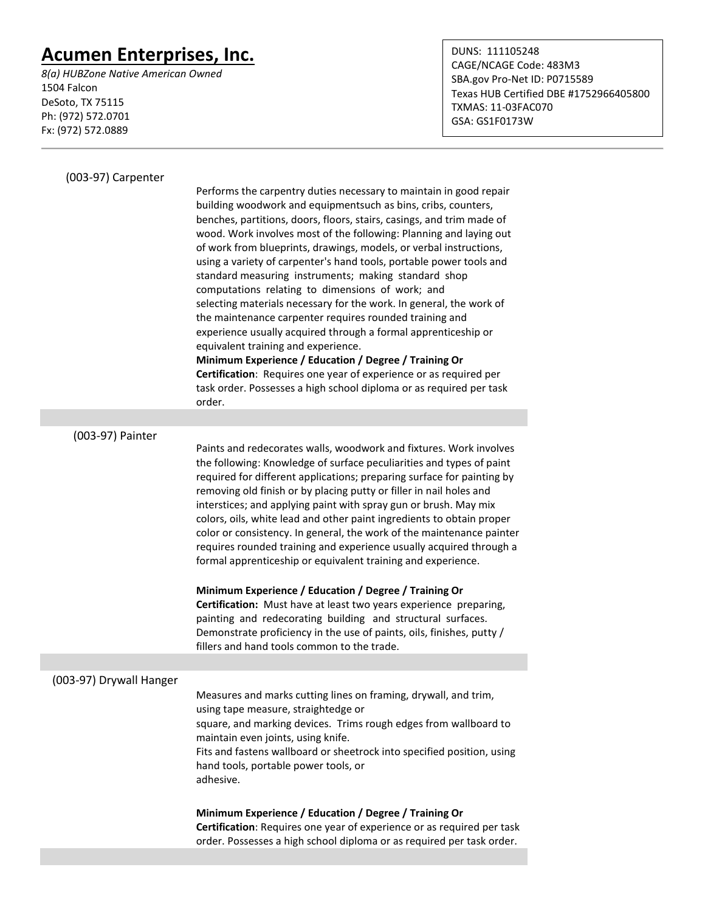# Acumen Enterprises, Inc.

*8(a) HUBZone Native American Owned*
1504 Falcon
DeSoto, TX 75115
Ph: (972) 572.0701
Fx: (972) 572.0889

DUNS: 111105248
CAGE/NCAGE Code: 483M3
SBA.gov Pro-Net ID: P0715589
Texas HUB Certified DBE #1752966405800
TXMAS: 11-03FAC070
GSA: GS1F0173W

| | |
|---|---|
| (003-97) Carpenter | Performs the carpentry duties necessary to maintain in good repair building woodwork and equipmentsuch as bins, cribs, counters, benches, partitions, doors, floors, stairs, casings, and trim made of wood. Work involves most of the following: Planning and laying out of work from blueprints, drawings, models, or verbal instructions, using a variety of carpenter's hand tools, portable power tools and standard measuring instruments; making standard shop computations relating to dimensions of work; and selecting materials necessary for the work. In general, the work of the maintenance carpenter requires rounded training and experience usually acquired through a formal apprenticeship or equivalent training and experience.<br>**Minimum Experience / Education / Degree / Training Or Certification**: Requires one year of experience or as required per task order. Possesses a high school diploma or as required per task order. |
| (003-97) Painter | Paints and redecorates walls, woodwork and fixtures. Work involves the following: Knowledge of surface peculiarities and types of paint required for different applications; preparing surface for painting by removing old finish or by placing putty or filler in nail holes and interstices; and applying paint with spray gun or brush. May mix colors, oils, white lead and other paint ingredients to obtain proper color or consistency. In general, the work of the maintenance painter requires rounded training and experience usually acquired through a formal apprenticeship or equivalent training and experience.<br><br>**Minimum Experience / Education / Degree / Training Or Certification:** Must have at least two years experience preparing, painting and redecorating building and structural surfaces. Demonstrate proficiency in the use of paints, oils, finishes, putty / fillers and hand tools common to the trade. |
| (003-97) Drywall Hanger | Measures and marks cutting lines on framing, drywall, and trim, using tape measure, straightedge or square, and marking devices. Trims rough edges from wallboard to maintain even joints, using knife.<br>Fits and fastens wallboard or sheetrock into specified position, using hand tools, portable power tools, or adhesive.<br><br>**Minimum Experience / Education / Degree / Training Or Certification**: Requires one year of experience or as required per task order. Possesses a high school diploma or as required per task order. |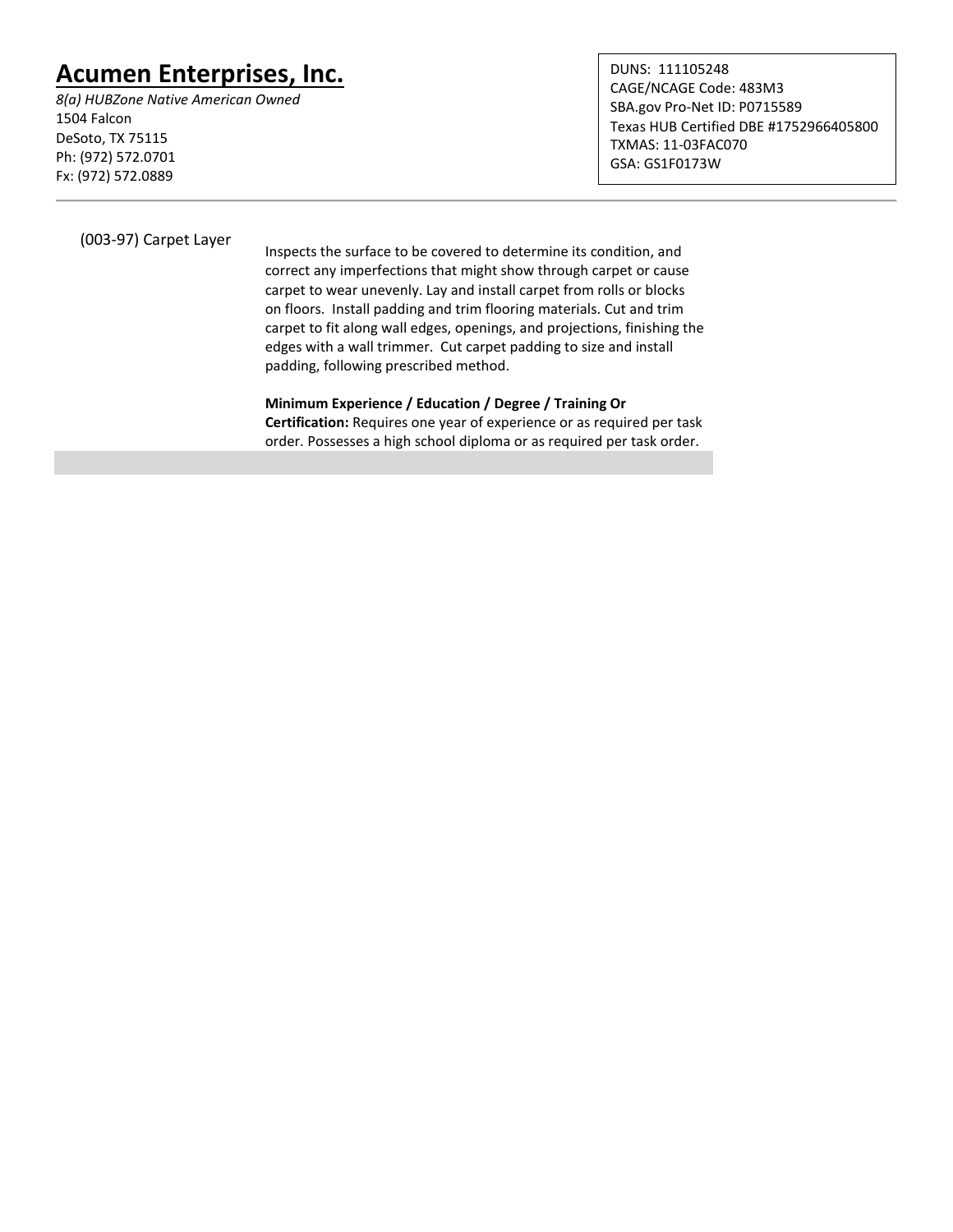# Acumen Enterprises, Inc.

*8(a) HUBZone Native American Owned*
1504 Falcon
DeSoto, TX 75115
Ph: (972) 572.0701
Fx: (972) 572.0889

DUNS: 111105248
CAGE/NCAGE Code: 483M3
SBA.gov Pro-Net ID: P0715589
Texas HUB Certified DBE #1752966405800
TXMAS: 11-03FAC070
GSA: GS1F0173W

---

| | |
|---|---|
| (003-97) Carpet Layer | Inspects the surface to be covered to determine its condition, and correct any imperfections that might show through carpet or cause carpet to wear unevenly. Lay and install carpet from rolls or blocks on floors. Install padding and trim flooring materials. Cut and trim carpet to fit along wall edges, openings, and projections, finishing the edges with a wall trimmer. Cut carpet padding to size and install padding, following prescribed method.<br><br>**Minimum Experience / Education / Degree / Training Or Certification:** Requires one year of experience or as required per task order. Possesses a high school diploma or as required per task order. |